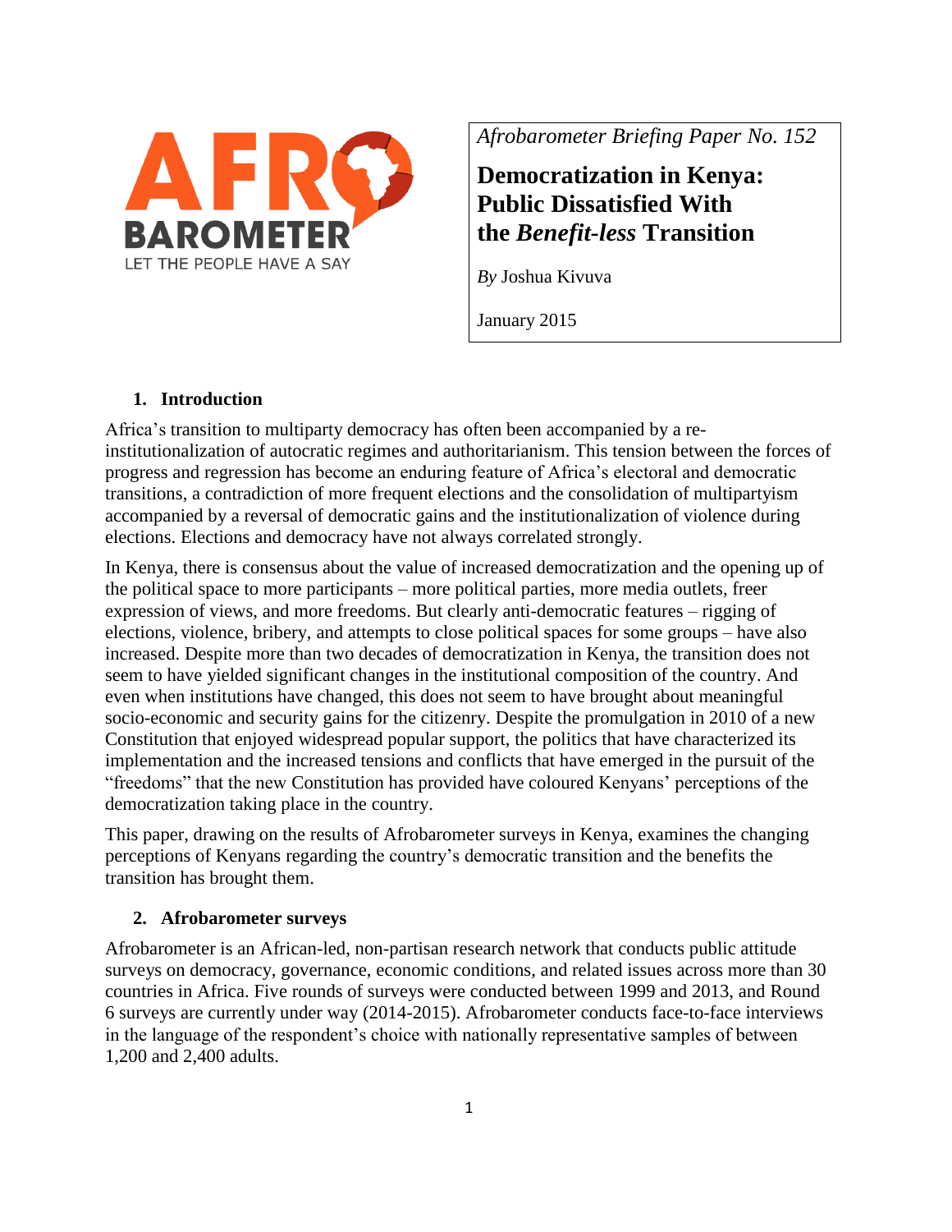*Afrobarometer Briefing Paper No. 152*

# Democratization in Kenya: Public Dissatisfied With the *Benefit-less* Transition

*By* Joshua Kivuva

January 2015

## 1. Introduction

Africa's transition to multiparty democracy has often been accompanied by a re-institutionalization of autocratic regimes and authoritarianism. This tension between the forces of progress and regression has become an enduring feature of Africa's electoral and democratic transitions, a contradiction of more frequent elections and the consolidation of multipartyism accompanied by a reversal of democratic gains and the institutionalization of violence during elections. Elections and democracy have not always correlated strongly.

In Kenya, there is consensus about the value of increased democratization and the opening up of the political space to more participants – more political parties, more media outlets, freer expression of views, and more freedoms. But clearly anti-democratic features – rigging of elections, violence, bribery, and attempts to close political spaces for some groups – have also increased. Despite more than two decades of democratization in Kenya, the transition does not seem to have yielded significant changes in the institutional composition of the country. And even when institutions have changed, this does not seem to have brought about meaningful socio-economic and security gains for the citizenry. Despite the promulgation in 2010 of a new Constitution that enjoyed widespread popular support, the politics that have characterized its implementation and the increased tensions and conflicts that have emerged in the pursuit of the "freedoms" that the new Constitution has provided have coloured Kenyans' perceptions of the democratization taking place in the country.

This paper, drawing on the results of Afrobarometer surveys in Kenya, examines the changing perceptions of Kenyans regarding the country's democratic transition and the benefits the transition has brought them.

## 2. Afrobarometer surveys

Afrobarometer is an African-led, non-partisan research network that conducts public attitude surveys on democracy, governance, economic conditions, and related issues across more than 30 countries in Africa. Five rounds of surveys were conducted between 1999 and 2013, and Round 6 surveys are currently under way (2014-2015). Afrobarometer conducts face-to-face interviews in the language of the respondent's choice with nationally representative samples of between 1,200 and 2,400 adults.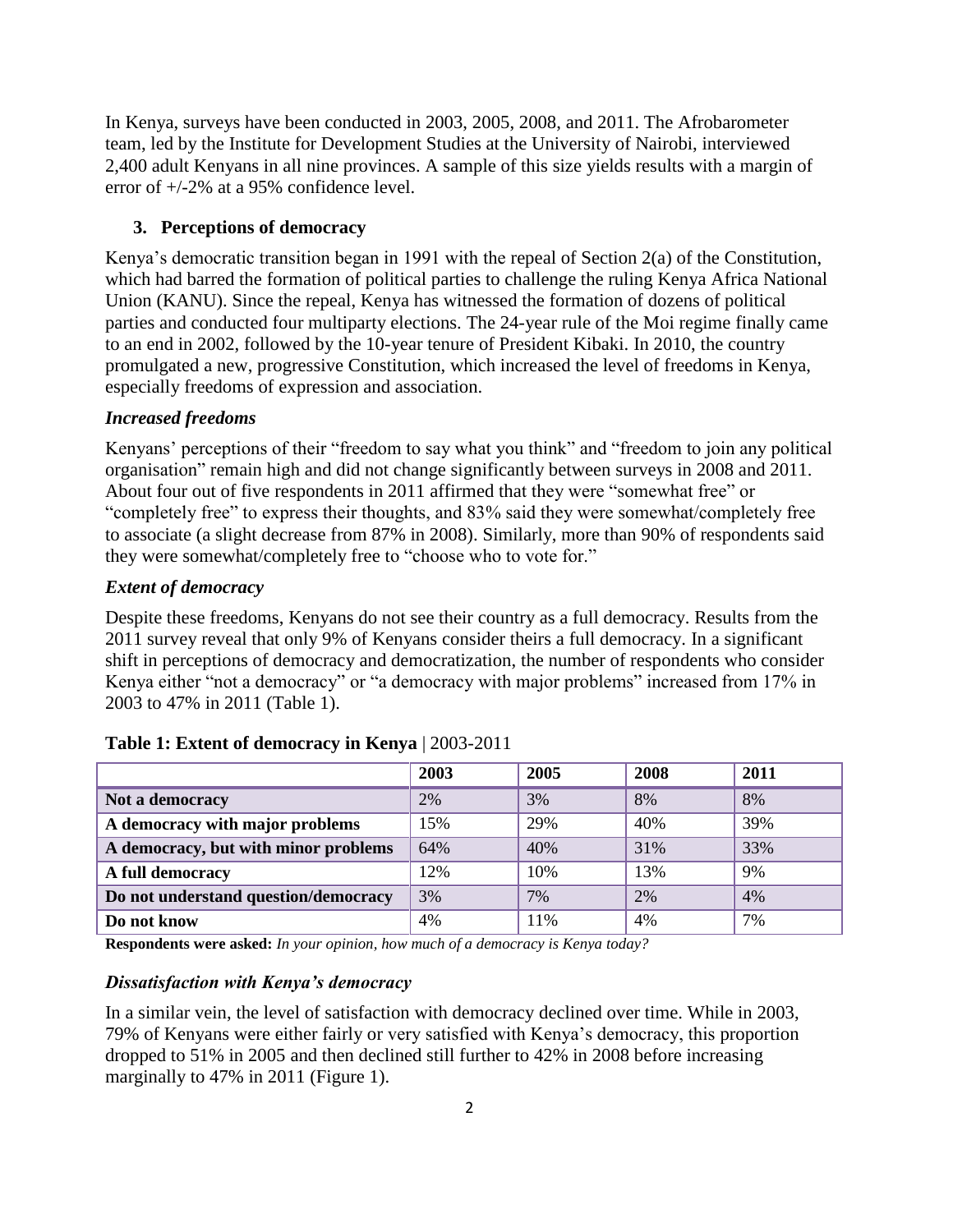In Kenya, surveys have been conducted in 2003, 2005, 2008, and 2011. The Afrobarometer team, led by the Institute for Development Studies at the University of Nairobi, interviewed 2,400 adult Kenyans in all nine provinces. A sample of this size yields results with a margin of error of +/-2% at a 95% confidence level.

## 3. Perceptions of democracy

Kenya's democratic transition began in 1991 with the repeal of Section 2(a) of the Constitution, which had barred the formation of political parties to challenge the ruling Kenya Africa National Union (KANU). Since the repeal, Kenya has witnessed the formation of dozens of political parties and conducted four multiparty elections. The 24-year rule of the Moi regime finally came to an end in 2002, followed by the 10-year tenure of President Kibaki. In 2010, the country promulgated a new, progressive Constitution, which increased the level of freedoms in Kenya, especially freedoms of expression and association.

### *Increased freedoms*

Kenyans' perceptions of their "freedom to say what you think" and "freedom to join any political organisation" remain high and did not change significantly between surveys in 2008 and 2011. About four out of five respondents in 2011 affirmed that they were "somewhat free" or "completely free" to express their thoughts, and 83% said they were somewhat/completely free to associate (a slight decrease from 87% in 2008). Similarly, more than 90% of respondents said they were somewhat/completely free to "choose who to vote for."

### *Extent of democracy*

Despite these freedoms, Kenyans do not see their country as a full democracy. Results from the 2011 survey reveal that only 9% of Kenyans consider theirs a full democracy. In a significant shift in perceptions of democracy and democratization, the number of respondents who consider Kenya either "not a democracy" or "a democracy with major problems" increased from 17% in 2003 to 47% in 2011 (Table 1).

**Table 1: Extent of democracy in Kenya** | 2003-2011

| | 2003 | 2005 | 2008 | 2011 |
|---|---|---|---|---|
| **Not a democracy** | 2% | 3% | 8% | 8% |
| **A democracy with major problems** | 15% | 29% | 40% | 39% |
| **A democracy, but with minor problems** | 64% | 40% | 31% | 33% |
| **A full democracy** | 12% | 10% | 13% | 9% |
| **Do not understand question/democracy** | 3% | 7% | 2% | 4% |
| **Do not know** | 4% | 11% | 4% | 7% |

**Respondents were asked:** *In your opinion, how much of a democracy is Kenya today?*

### *Dissatisfaction with Kenya's democracy*

In a similar vein, the level of satisfaction with democracy declined over time. While in 2003, 79% of Kenyans were either fairly or very satisfied with Kenya's democracy, this proportion dropped to 51% in 2005 and then declined still further to 42% in 2008 before increasing marginally to 47% in 2011 (Figure 1).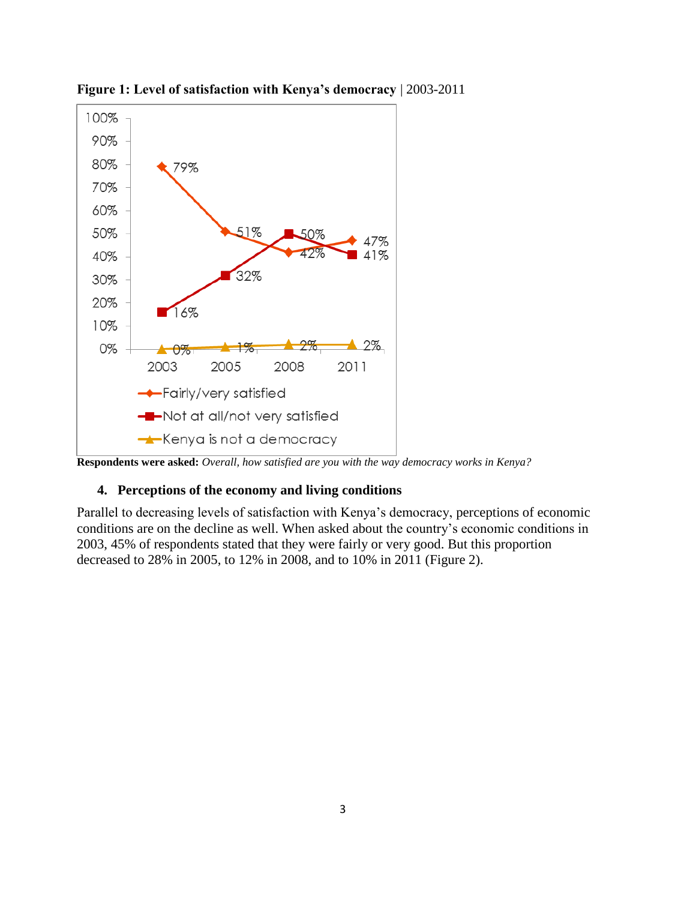**Figure 1: Level of satisfaction with Kenya's democracy** | 2003-2011

**Respondents were asked:** *Overall, how satisfied are you with the way democracy works in Kenya?*

### 4. Perceptions of the economy and living conditions

Parallel to decreasing levels of satisfaction with Kenya's democracy, perceptions of economic conditions are on the decline as well. When asked about the country's economic conditions in 2003, 45% of respondents stated that they were fairly or very good. But this proportion decreased to 28% in 2005, to 12% in 2008, and to 10% in 2011 (Figure 2).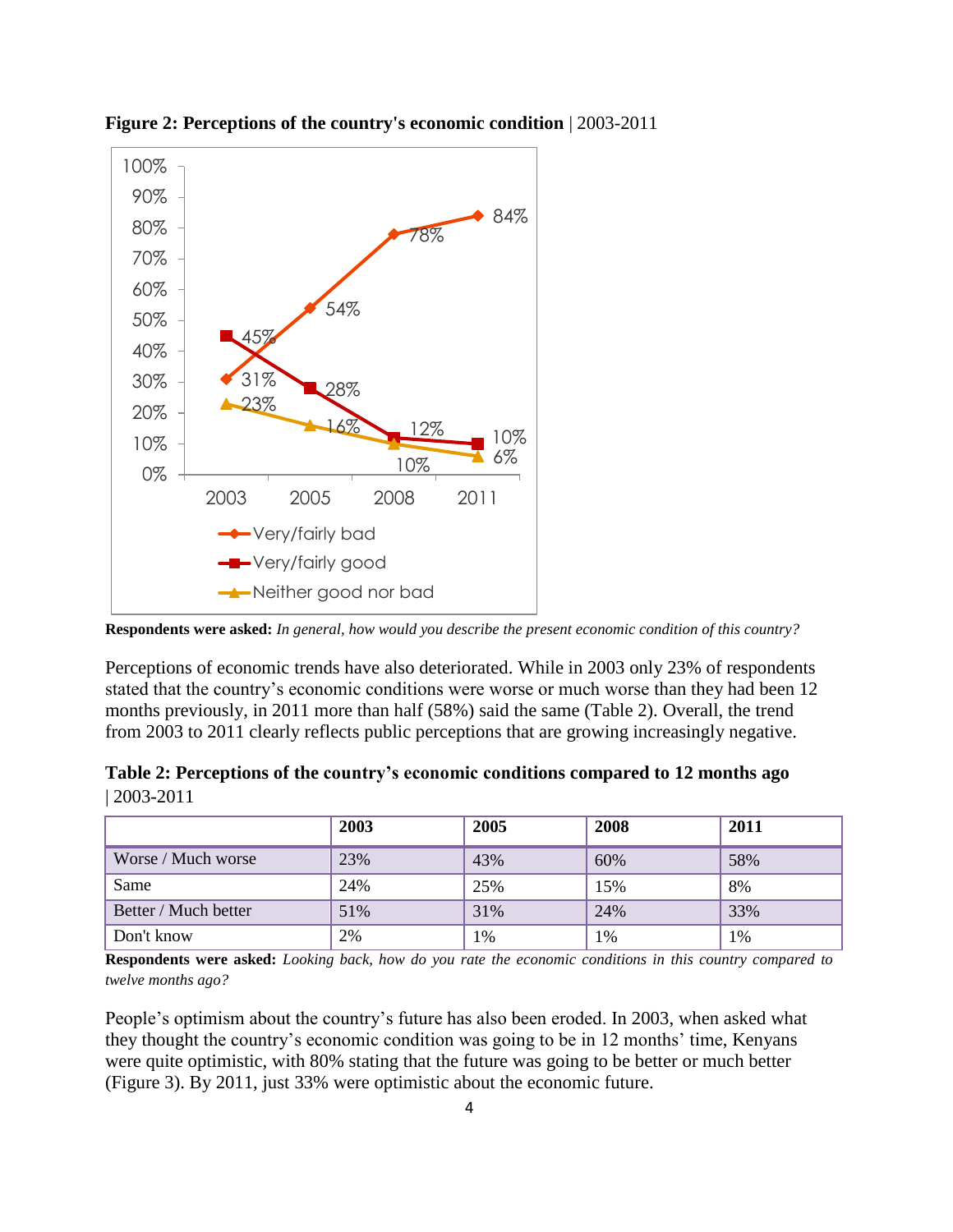**Figure 2: Perceptions of the country's economic condition** | 2003-2011

**Respondents were asked:** *In general, how would you describe the present economic condition of this country?*

Perceptions of economic trends have also deteriorated. While in 2003 only 23% of respondents stated that the country's economic conditions were worse or much worse than they had been 12 months previously, in 2011 more than half (58%) said the same (Table 2). Overall, the trend from 2003 to 2011 clearly reflects public perceptions that are growing increasingly negative.

**Table 2: Perceptions of the country's economic conditions compared to 12 months ago** | 2003-2011

| | 2003 | 2005 | 2008 | 2011 |
|---|---|---|---|---|
| Worse / Much worse | 23% | 43% | 60% | 58% |
| Same | 24% | 25% | 15% | 8% |
| Better / Much better | 51% | 31% | 24% | 33% |
| Don't know | 2% | 1% | 1% | 1% |

**Respondents were asked:** *Looking back, how do you rate the economic conditions in this country compared to twelve months ago?*

People's optimism about the country's future has also been eroded. In 2003, when asked what they thought the country's economic condition was going to be in 12 months' time, Kenyans were quite optimistic, with 80% stating that the future was going to be better or much better (Figure 3). By 2011, just 33% were optimistic about the economic future.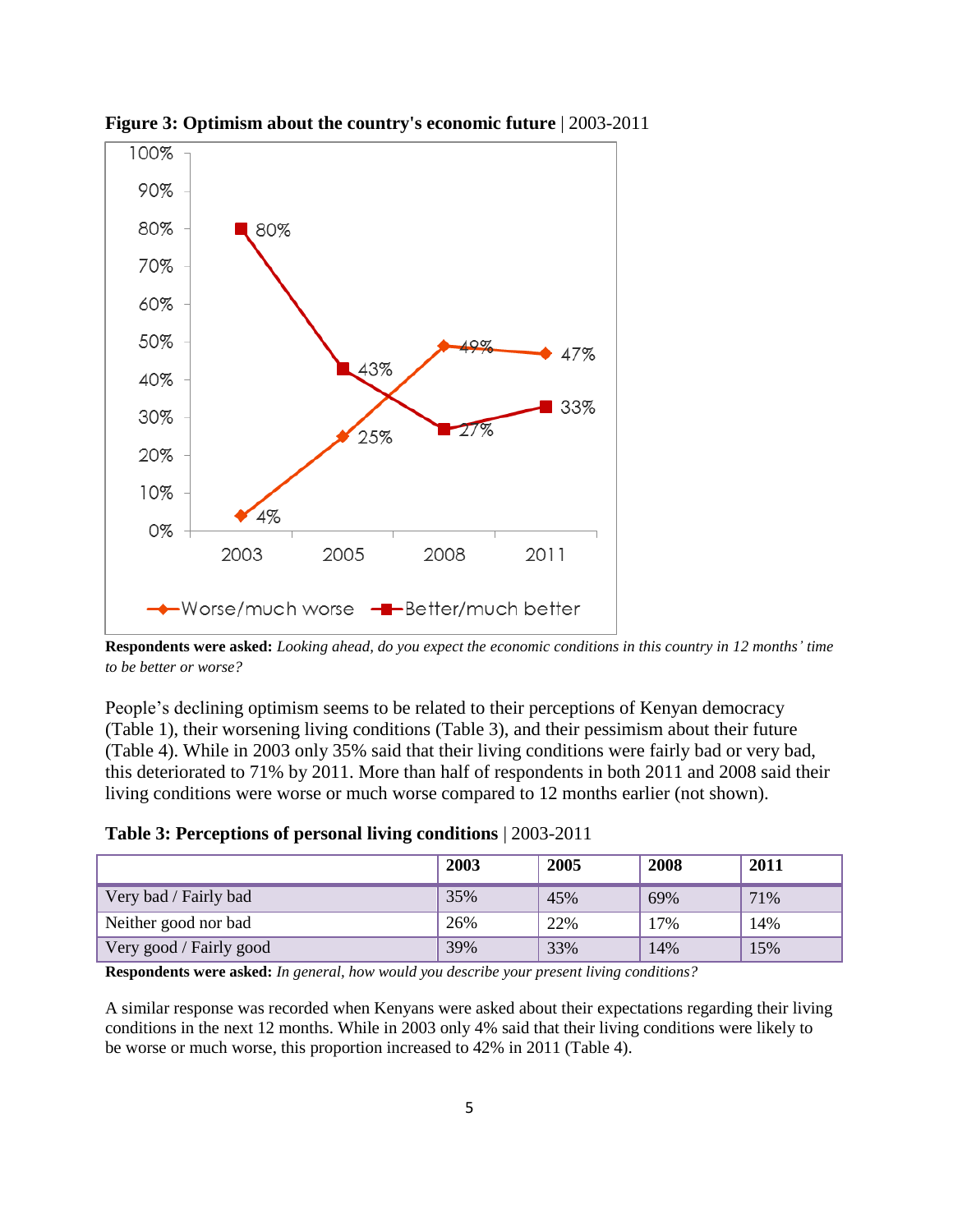**Figure 3: Optimism about the country's economic future** | 2003-2011

**Respondents were asked:** *Looking ahead, do you expect the economic conditions in this country in 12 months' time to be better or worse?*

People's declining optimism seems to be related to their perceptions of Kenyan democracy (Table 1), their worsening living conditions (Table 3), and their pessimism about their future (Table 4). While in 2003 only 35% said that their living conditions were fairly bad or very bad, this deteriorated to 71% by 2011. More than half of respondents in both 2011 and 2008 said their living conditions were worse or much worse compared to 12 months earlier (not shown).

**Table 3: Perceptions of personal living conditions** | 2003-2011

| | 2003 | 2005 | 2008 | 2011 |
|---|---|---|---|---|
| Very bad / Fairly bad | 35% | 45% | 69% | 71% |
| Neither good nor bad | 26% | 22% | 17% | 14% |
| Very good / Fairly good | 39% | 33% | 14% | 15% |

**Respondents were asked:** *In general, how would you describe your present living conditions?*

A similar response was recorded when Kenyans were asked about their expectations regarding their living conditions in the next 12 months. While in 2003 only 4% said that their living conditions were likely to be worse or much worse, this proportion increased to 42% in 2011 (Table 4).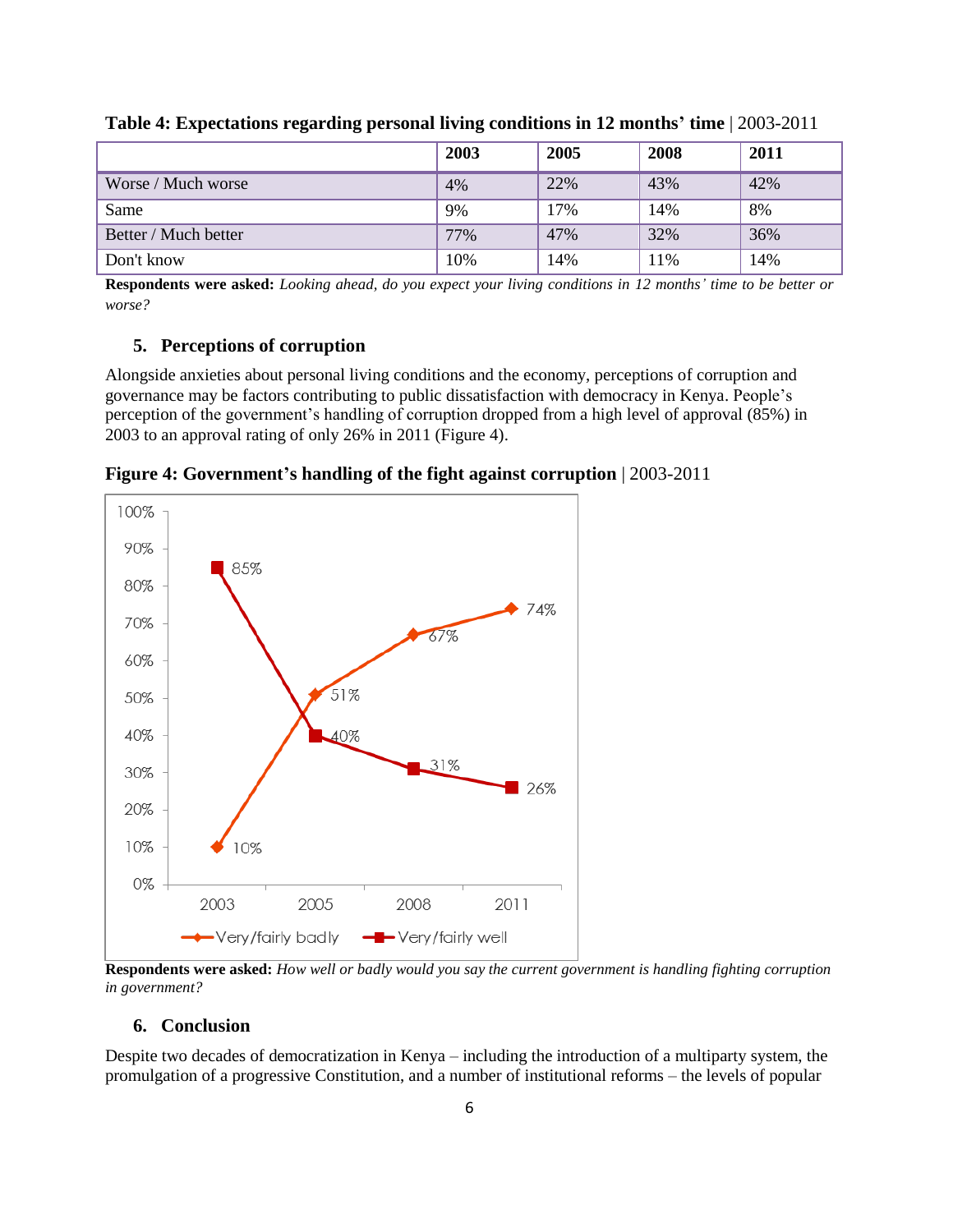**Table 4: Expectations regarding personal living conditions in 12 months' time** | 2003-2011

| | 2003 | 2005 | 2008 | 2011 |
|---|---|---|---|---|
| Worse / Much worse | 4% | 22% | 43% | 42% |
| Same | 9% | 17% | 14% | 8% |
| Better / Much better | 77% | 47% | 32% | 36% |
| Don't know | 10% | 14% | 11% | 14% |

**Respondents were asked:** *Looking ahead, do you expect your living conditions in 12 months' time to be better or worse?*

## 5. Perceptions of corruption

Alongside anxieties about personal living conditions and the economy, perceptions of corruption and governance may be factors contributing to public dissatisfaction with democracy in Kenya. People's perception of the government's handling of corruption dropped from a high level of approval (85%) in 2003 to an approval rating of only 26% in 2011 (Figure 4).

**Figure 4: Government's handling of the fight against corruption** | 2003-2011

| | 2003 | 2005 | 2008 | 2011 |
|---|---|---|---|---|
| Very/fairly badly | 10% | 51% | 67% | 74% |
| Very/fairly well | 85% | 40% | 31% | 26% |

**Respondents were asked:** *How well or badly would you say the current government is handling fighting corruption in government?*

## 6. Conclusion

Despite two decades of democratization in Kenya – including the introduction of a multiparty system, the promulgation of a progressive Constitution, and a number of institutional reforms – the levels of popular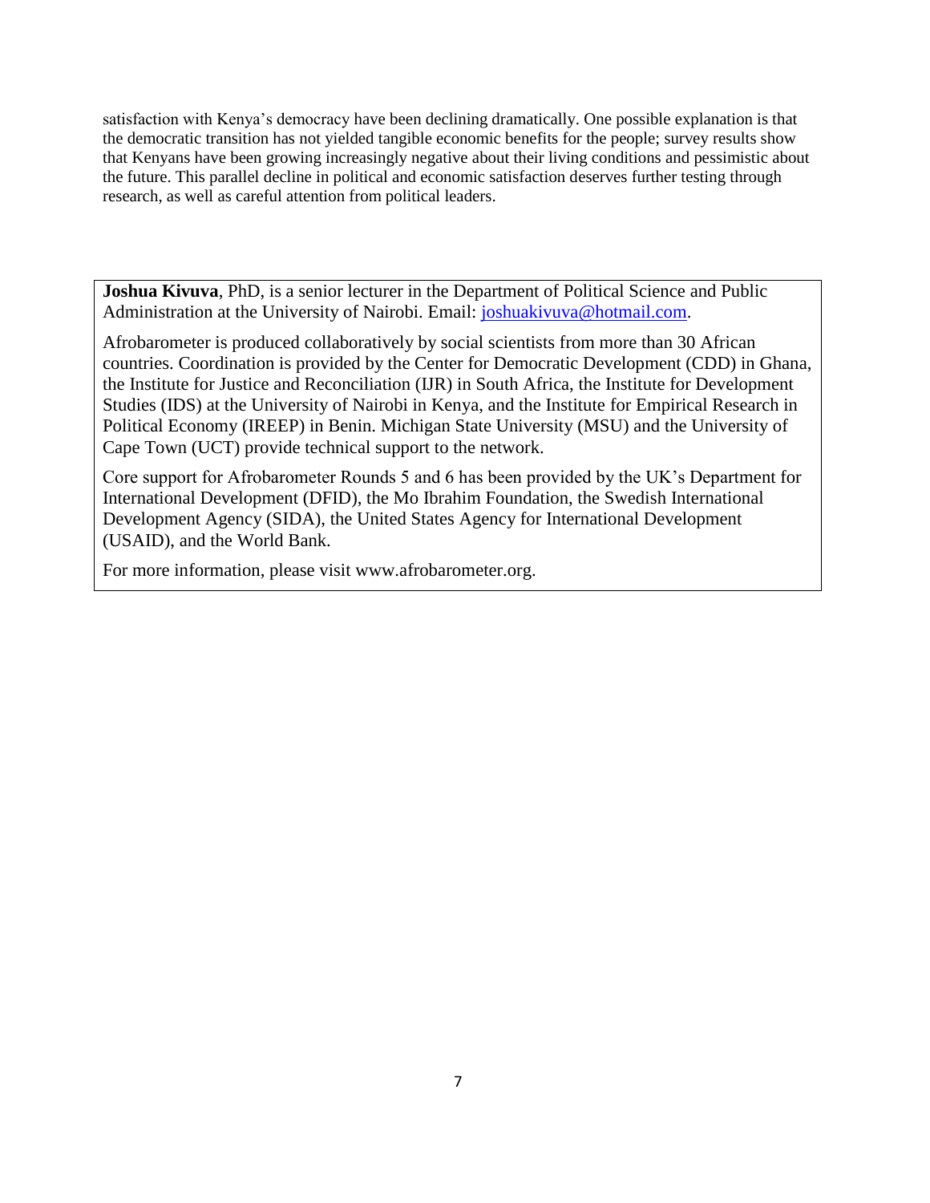satisfaction with Kenya's democracy have been declining dramatically. One possible explanation is that the democratic transition has not yielded tangible economic benefits for the people; survey results show that Kenyans have been growing increasingly negative about their living conditions and pessimistic about the future. This parallel decline in political and economic satisfaction deserves further testing through research, as well as careful attention from political leaders.

**Joshua Kivuva**, PhD, is a senior lecturer in the Department of Political Science and Public Administration at the University of Nairobi. Email: joshuakivuva@hotmail.com.

Afrobarometer is produced collaboratively by social scientists from more than 30 African countries. Coordination is provided by the Center for Democratic Development (CDD) in Ghana, the Institute for Justice and Reconciliation (IJR) in South Africa, the Institute for Development Studies (IDS) at the University of Nairobi in Kenya, and the Institute for Empirical Research in Political Economy (IREEP) in Benin. Michigan State University (MSU) and the University of Cape Town (UCT) provide technical support to the network.

Core support for Afrobarometer Rounds 5 and 6 has been provided by the UK's Department for International Development (DFID), the Mo Ibrahim Foundation, the Swedish International Development Agency (SIDA), the United States Agency for International Development (USAID), and the World Bank.

For more information, please visit www.afrobarometer.org.